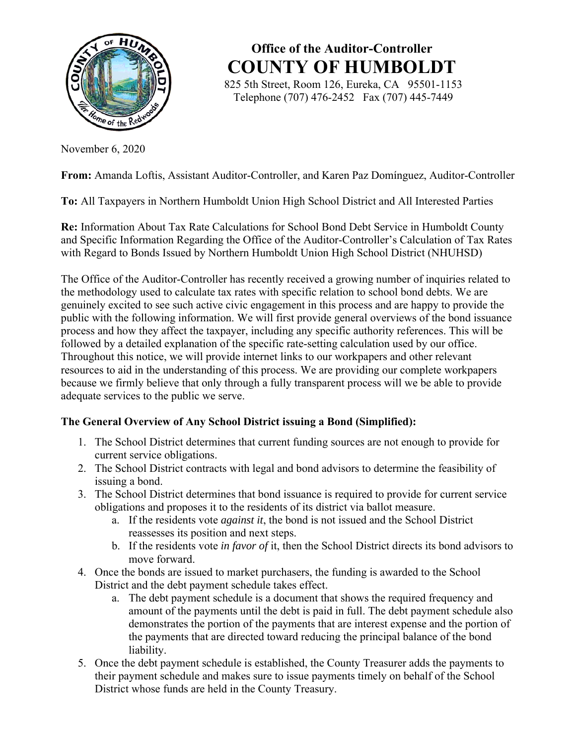# Office of the Auditor-Controller
# COUNTY OF HUMBOLDT

825 5th Street, Room 126, Eureka, CA 95501-1153
Telephone (707) 476-2452 Fax (707) 445-7449

November 6, 2020

**From:** Amanda Loftis, Assistant Auditor-Controller, and Karen Paz Domínguez, Auditor-Controller

**To:** All Taxpayers in Northern Humboldt Union High School District and All Interested Parties

**Re:** Information About Tax Rate Calculations for School Bond Debt Service in Humboldt County and Specific Information Regarding the Office of the Auditor-Controller's Calculation of Tax Rates with Regard to Bonds Issued by Northern Humboldt Union High School District (NHUHSD)

The Office of the Auditor-Controller has recently received a growing number of inquiries related to the methodology used to calculate tax rates with specific relation to school bond debts. We are genuinely excited to see such active civic engagement in this process and are happy to provide the public with the following information. We will first provide general overviews of the bond issuance process and how they affect the taxpayer, including any specific authority references. This will be followed by a detailed explanation of the specific rate-setting calculation used by our office. Throughout this notice, we will provide internet links to our workpapers and other relevant resources to aid in the understanding of this process. We are providing our complete workpapers because we firmly believe that only through a fully transparent process will we be able to provide adequate services to the public we serve.

### The General Overview of Any School District issuing a Bond (Simplified):

1. The School District determines that current funding sources are not enough to provide for current service obligations.
2. The School District contracts with legal and bond advisors to determine the feasibility of issuing a bond.
3. The School District determines that bond issuance is required to provide for current service obligations and proposes it to the residents of its district via ballot measure.
   a. If the residents vote *against it*, the bond is not issued and the School District reassesses its position and next steps.
   b. If the residents vote *in favor of* it, then the School District directs its bond advisors to move forward.
4. Once the bonds are issued to market purchasers, the funding is awarded to the School District and the debt payment schedule takes effect.
   a. The debt payment schedule is a document that shows the required frequency and amount of the payments until the debt is paid in full. The debt payment schedule also demonstrates the portion of the payments that are interest expense and the portion of the payments that are directed toward reducing the principal balance of the bond liability.
5. Once the debt payment schedule is established, the County Treasurer adds the payments to their payment schedule and makes sure to issue payments timely on behalf of the School District whose funds are held in the County Treasury.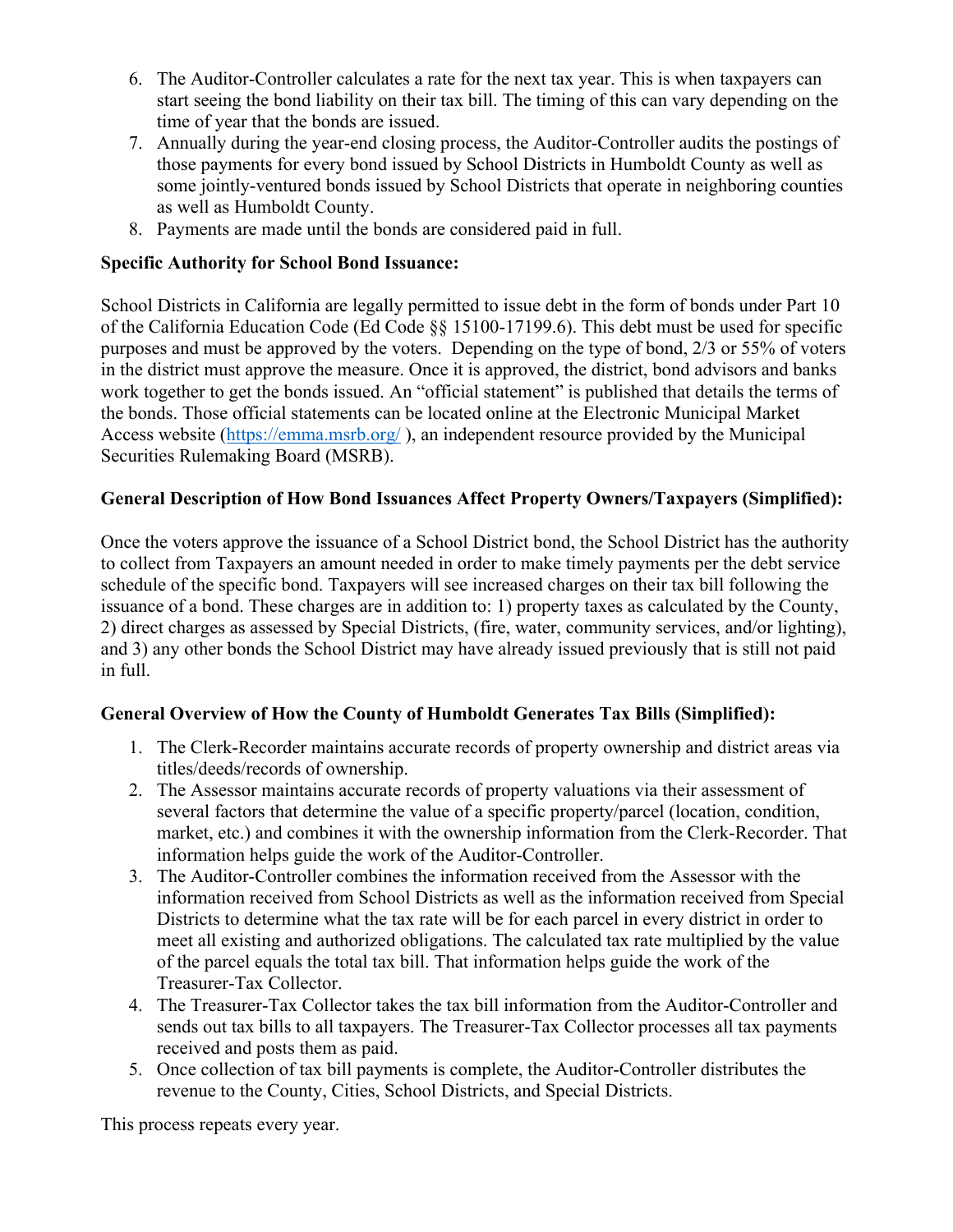6. The Auditor-Controller calculates a rate for the next tax year. This is when taxpayers can start seeing the bond liability on their tax bill. The timing of this can vary depending on the time of year that the bonds are issued.
7. Annually during the year-end closing process, the Auditor-Controller audits the postings of those payments for every bond issued by School Districts in Humboldt County as well as some jointly-ventured bonds issued by School Districts that operate in neighboring counties as well as Humboldt County.
8. Payments are made until the bonds are considered paid in full.

**Specific Authority for School Bond Issuance:**

School Districts in California are legally permitted to issue debt in the form of bonds under Part 10 of the California Education Code (Ed Code §§ 15100-17199.6). This debt must be used for specific purposes and must be approved by the voters. Depending on the type of bond, 2/3 or 55% of voters in the district must approve the measure. Once it is approved, the district, bond advisors and banks work together to get the bonds issued. An "official statement" is published that details the terms of the bonds. Those official statements can be located online at the Electronic Municipal Market Access website (https://emma.msrb.org/ ), an independent resource provided by the Municipal Securities Rulemaking Board (MSRB).

**General Description of How Bond Issuances Affect Property Owners/Taxpayers (Simplified):**

Once the voters approve the issuance of a School District bond, the School District has the authority to collect from Taxpayers an amount needed in order to make timely payments per the debt service schedule of the specific bond. Taxpayers will see increased charges on their tax bill following the issuance of a bond. These charges are in addition to: 1) property taxes as calculated by the County, 2) direct charges as assessed by Special Districts, (fire, water, community services, and/or lighting), and 3) any other bonds the School District may have already issued previously that is still not paid in full.

**General Overview of How the County of Humboldt Generates Tax Bills (Simplified):**

1. The Clerk-Recorder maintains accurate records of property ownership and district areas via titles/deeds/records of ownership.
2. The Assessor maintains accurate records of property valuations via their assessment of several factors that determine the value of a specific property/parcel (location, condition, market, etc.) and combines it with the ownership information from the Clerk-Recorder. That information helps guide the work of the Auditor-Controller.
3. The Auditor-Controller combines the information received from the Assessor with the information received from School Districts as well as the information received from Special Districts to determine what the tax rate will be for each parcel in every district in order to meet all existing and authorized obligations. The calculated tax rate multiplied by the value of the parcel equals the total tax bill. That information helps guide the work of the Treasurer-Tax Collector.
4. The Treasurer-Tax Collector takes the tax bill information from the Auditor-Controller and sends out tax bills to all taxpayers. The Treasurer-Tax Collector processes all tax payments received and posts them as paid.
5. Once collection of tax bill payments is complete, the Auditor-Controller distributes the revenue to the County, Cities, School Districts, and Special Districts.

This process repeats every year.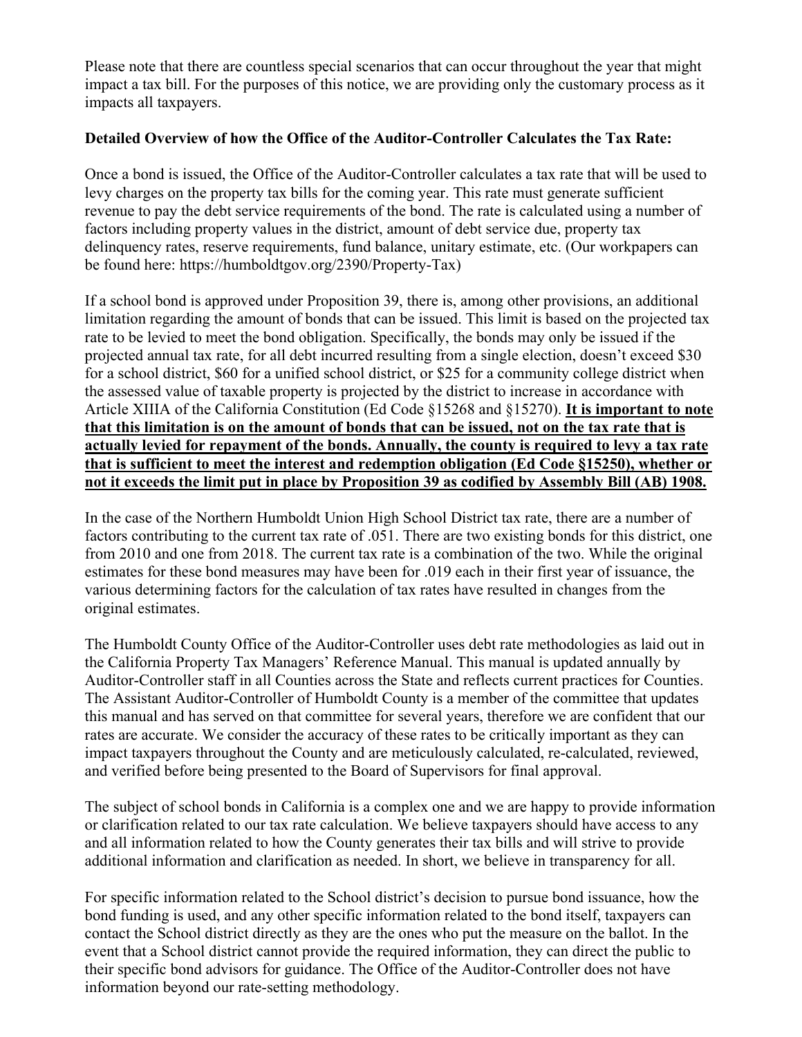Please note that there are countless special scenarios that can occur throughout the year that might impact a tax bill. For the purposes of this notice, we are providing only the customary process as it impacts all taxpayers.

**Detailed Overview of how the Office of the Auditor-Controller Calculates the Tax Rate:**

Once a bond is issued, the Office of the Auditor-Controller calculates a tax rate that will be used to levy charges on the property tax bills for the coming year. This rate must generate sufficient revenue to pay the debt service requirements of the bond. The rate is calculated using a number of factors including property values in the district, amount of debt service due, property tax delinquency rates, reserve requirements, fund balance, unitary estimate, etc. (Our workpapers can be found here: https://humboldtgov.org/2390/Property-Tax)

If a school bond is approved under Proposition 39, there is, among other provisions, an additional limitation regarding the amount of bonds that can be issued. This limit is based on the projected tax rate to be levied to meet the bond obligation. Specifically, the bonds may only be issued if the projected annual tax rate, for all debt incurred resulting from a single election, doesn't exceed $30 for a school district, $60 for a unified school district, or $25 for a community college district when the assessed value of taxable property is projected by the district to increase in accordance with Article XIIIA of the California Constitution (Ed Code §15268 and §15270). **<u>It is important to note that this limitation is on the amount of bonds that can be issued, not on the tax rate that is actually levied for repayment of the bonds. Annually, the county is required to levy a tax rate that is sufficient to meet the interest and redemption obligation (Ed Code §15250), whether or not it exceeds the limit put in place by Proposition 39 as codified by Assembly Bill (AB) 1908.</u>**

In the case of the Northern Humboldt Union High School District tax rate, there are a number of factors contributing to the current tax rate of .051. There are two existing bonds for this district, one from 2010 and one from 2018. The current tax rate is a combination of the two. While the original estimates for these bond measures may have been for .019 each in their first year of issuance, the various determining factors for the calculation of tax rates have resulted in changes from the original estimates.

The Humboldt County Office of the Auditor-Controller uses debt rate methodologies as laid out in the California Property Tax Managers' Reference Manual. This manual is updated annually by Auditor-Controller staff in all Counties across the State and reflects current practices for Counties. The Assistant Auditor-Controller of Humboldt County is a member of the committee that updates this manual and has served on that committee for several years, therefore we are confident that our rates are accurate. We consider the accuracy of these rates to be critically important as they can impact taxpayers throughout the County and are meticulously calculated, re-calculated, reviewed, and verified before being presented to the Board of Supervisors for final approval.

The subject of school bonds in California is a complex one and we are happy to provide information or clarification related to our tax rate calculation. We believe taxpayers should have access to any and all information related to how the County generates their tax bills and will strive to provide additional information and clarification as needed. In short, we believe in transparency for all.

For specific information related to the School district's decision to pursue bond issuance, how the bond funding is used, and any other specific information related to the bond itself, taxpayers can contact the School district directly as they are the ones who put the measure on the ballot. In the event that a School district cannot provide the required information, they can direct the public to their specific bond advisors for guidance. The Office of the Auditor-Controller does not have information beyond our rate-setting methodology.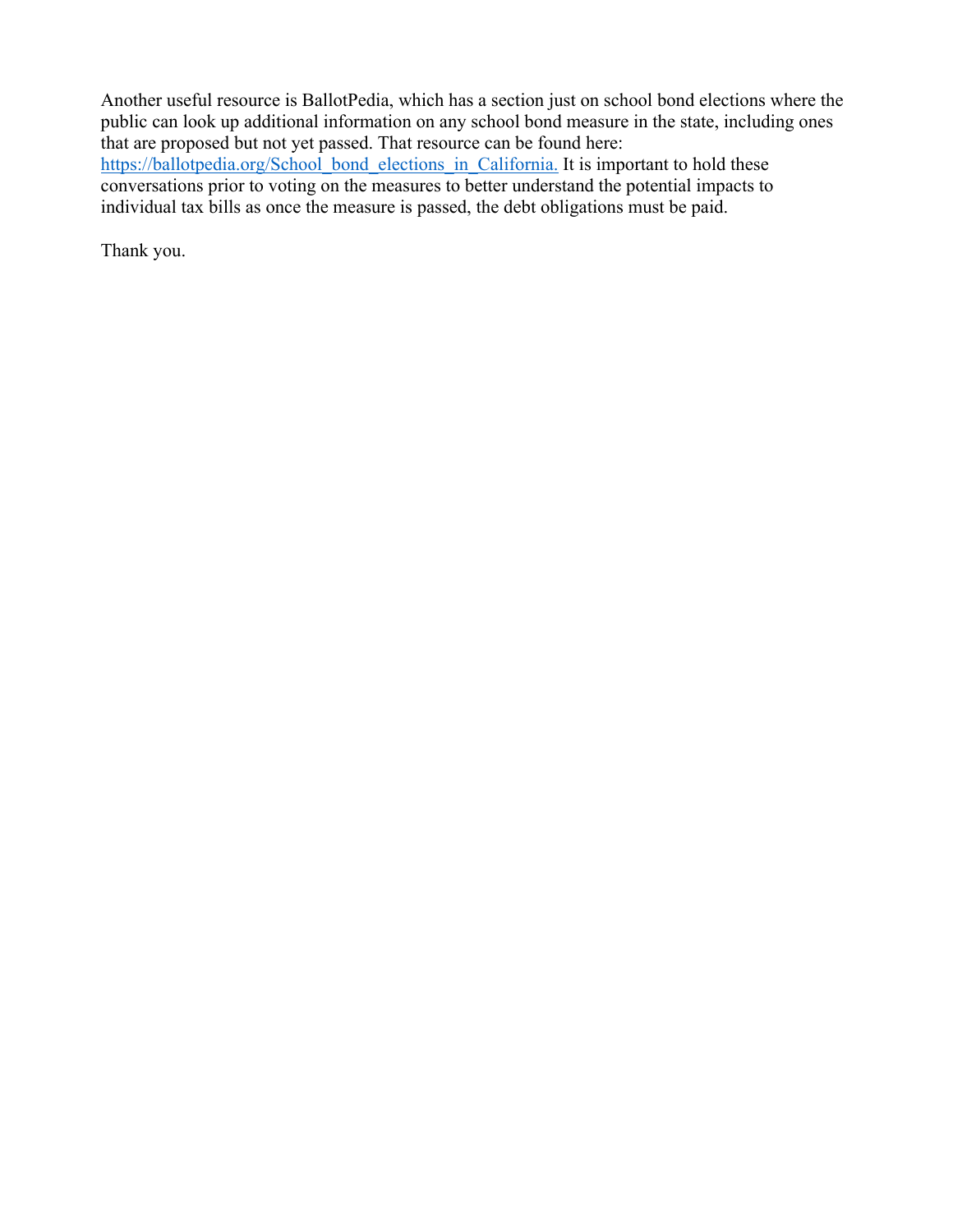Another useful resource is BallotPedia, which has a section just on school bond elections where the public can look up additional information on any school bond measure in the state, including ones that are proposed but not yet passed. That resource can be found here: [https://ballotpedia.org/School_bond_elections_in_California.](https://ballotpedia.org/School_bond_elections_in_California) It is important to hold these conversations prior to voting on the measures to better understand the potential impacts to individual tax bills as once the measure is passed, the debt obligations must be paid.

Thank you.